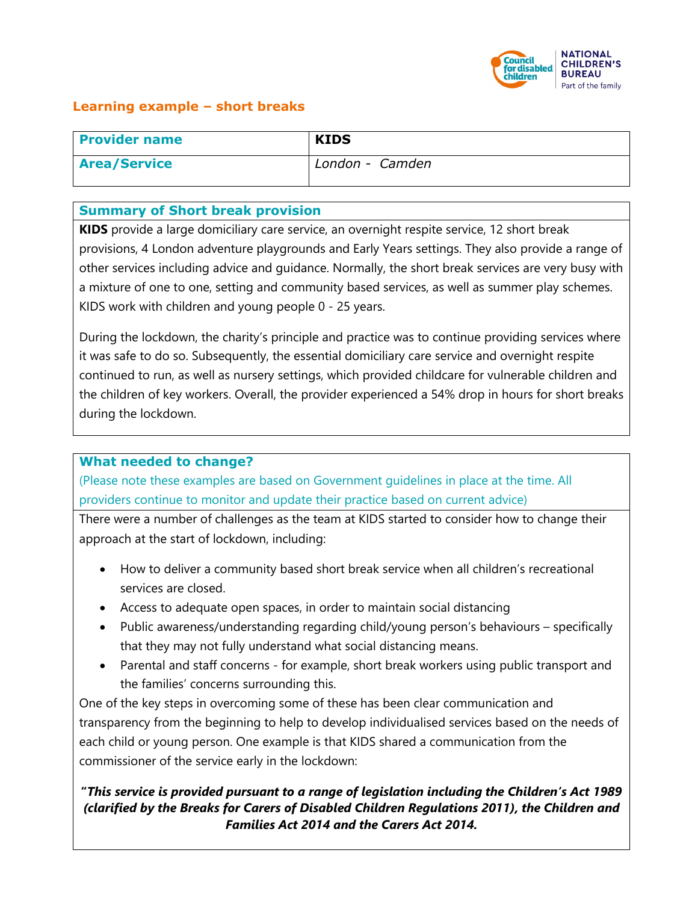## Learning example – short breaks

| Provider name | KIDS |
| --- | --- |
| Area/Service | *London - Camden* |

### Summary of Short break provision

**KIDS** provide a large domiciliary care service, an overnight respite service, 12 short break provisions, 4 London adventure playgrounds and Early Years settings. They also provide a range of other services including advice and guidance. Normally, the short break services are very busy with a mixture of one to one, setting and community based services, as well as summer play schemes. KIDS work with children and young people 0 - 25 years.

During the lockdown, the charity's principle and practice was to continue providing services where it was safe to do so. Subsequently, the essential domiciliary care service and overnight respite continued to run, as well as nursery settings, which provided childcare for vulnerable children and the children of key workers. Overall, the provider experienced a 54% drop in hours for short breaks during the lockdown.

### What needed to change?

(Please note these examples are based on Government guidelines in place at the time. All providers continue to monitor and update their practice based on current advice)

There were a number of challenges as the team at KIDS started to consider how to change their approach at the start of lockdown, including:

- How to deliver a community based short break service when all children's recreational services are closed.
- Access to adequate open spaces, in order to maintain social distancing
- Public awareness/understanding regarding child/young person's behaviours – specifically that they may not fully understand what social distancing means.
- Parental and staff concerns - for example, short break workers using public transport and the families' concerns surrounding this.

One of the key steps in overcoming some of these has been clear communication and transparency from the beginning to help to develop individualised services based on the needs of each child or young person. One example is that KIDS shared a communication from the commissioner of the service early in the lockdown:

***"This service is provided pursuant to a range of legislation including the Children's Act 1989 (clarified by the Breaks for Carers of Disabled Children Regulations 2011), the Children and Families Act 2014 and the Carers Act 2014.***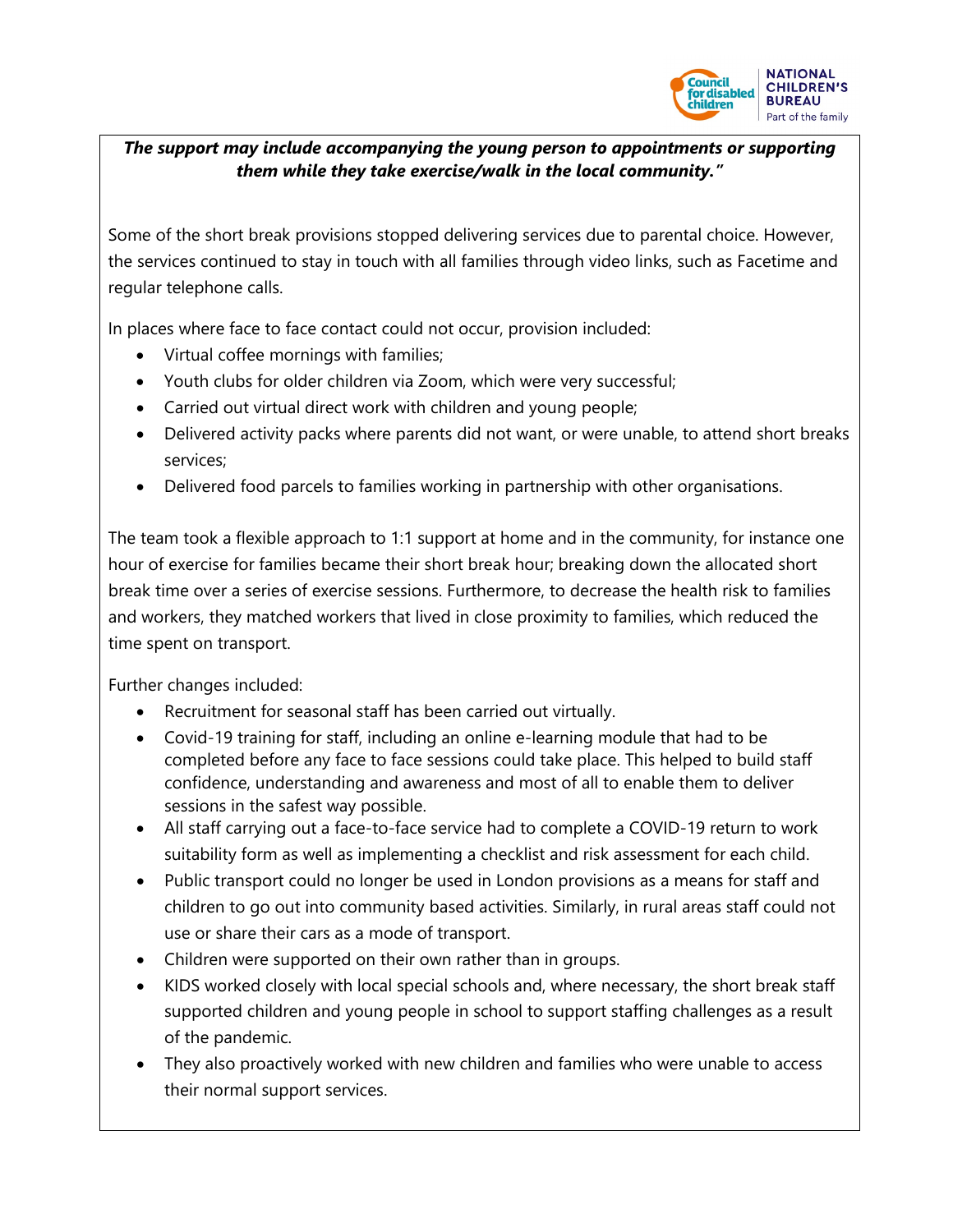***The support may include accompanying the young person to appointments or supporting them while they take exercise/walk in the local community."***

Some of the short break provisions stopped delivering services due to parental choice. However, the services continued to stay in touch with all families through video links, such as Facetime and regular telephone calls.

In places where face to face contact could not occur, provision included:

- Virtual coffee mornings with families;
- Youth clubs for older children via Zoom, which were very successful;
- Carried out virtual direct work with children and young people;
- Delivered activity packs where parents did not want, or were unable, to attend short breaks services;
- Delivered food parcels to families working in partnership with other organisations.

The team took a flexible approach to 1:1 support at home and in the community, for instance one hour of exercise for families became their short break hour; breaking down the allocated short break time over a series of exercise sessions. Furthermore, to decrease the health risk to families and workers, they matched workers that lived in close proximity to families, which reduced the time spent on transport.

Further changes included:

- Recruitment for seasonal staff has been carried out virtually.
- Covid-19 training for staff, including an online e-learning module that had to be completed before any face to face sessions could take place. This helped to build staff confidence, understanding and awareness and most of all to enable them to deliver sessions in the safest way possible.
- All staff carrying out a face-to-face service had to complete a COVID-19 return to work suitability form as well as implementing a checklist and risk assessment for each child.
- Public transport could no longer be used in London provisions as a means for staff and children to go out into community based activities. Similarly, in rural areas staff could not use or share their cars as a mode of transport.
- Children were supported on their own rather than in groups.
- KIDS worked closely with local special schools and, where necessary, the short break staff supported children and young people in school to support staffing challenges as a result of the pandemic.
- They also proactively worked with new children and families who were unable to access their normal support services.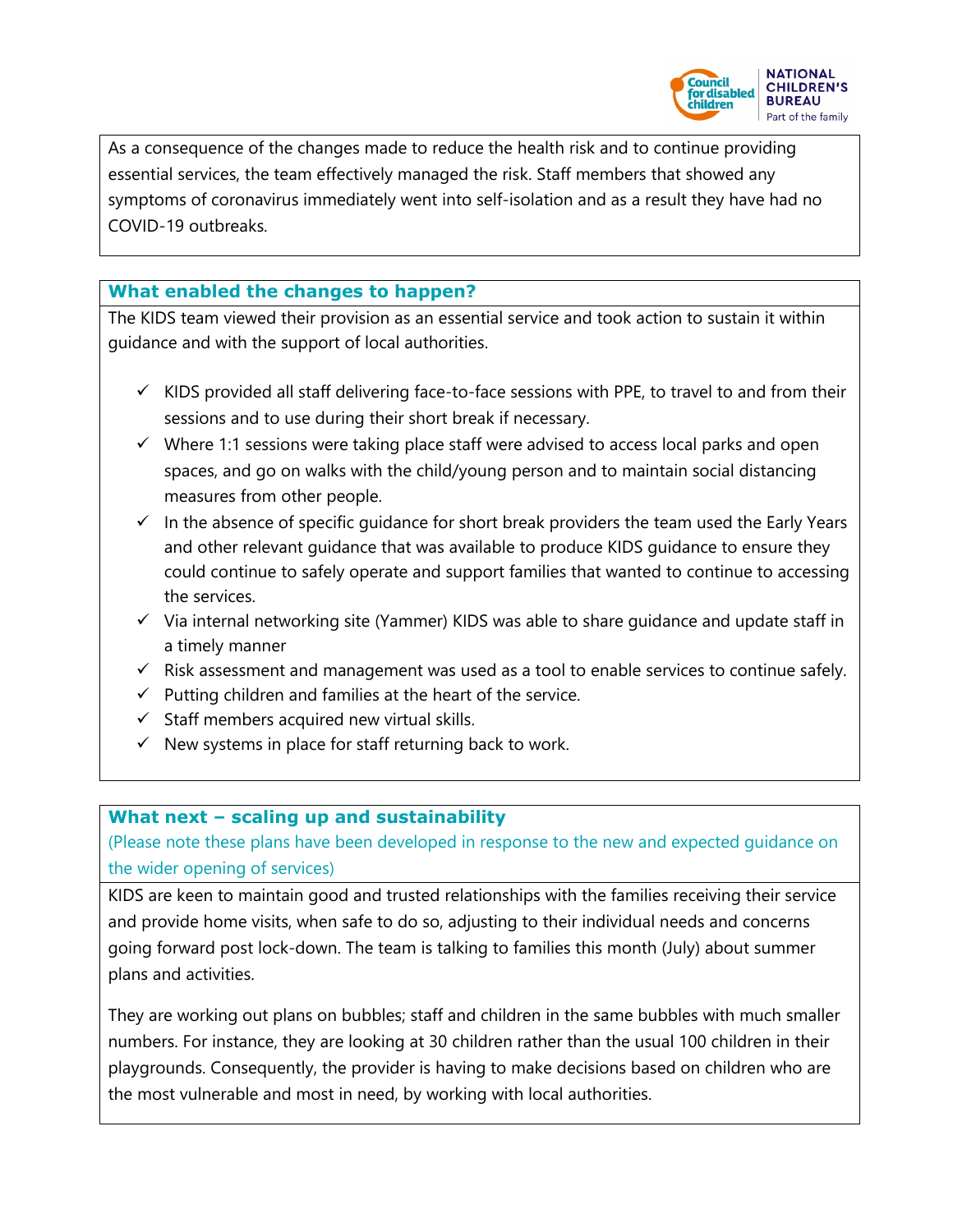As a consequence of the changes made to reduce the health risk and to continue providing essential services, the team effectively managed the risk. Staff members that showed any symptoms of coronavirus immediately went into self-isolation and as a result they have had no COVID-19 outbreaks.

## What enabled the changes to happen?

The KIDS team viewed their provision as an essential service and took action to sustain it within guidance and with the support of local authorities.

- ✓ KIDS provided all staff delivering face-to-face sessions with PPE, to travel to and from their sessions and to use during their short break if necessary.
- ✓ Where 1:1 sessions were taking place staff were advised to access local parks and open spaces, and go on walks with the child/young person and to maintain social distancing measures from other people.
- ✓ In the absence of specific guidance for short break providers the team used the Early Years and other relevant guidance that was available to produce KIDS guidance to ensure they could continue to safely operate and support families that wanted to continue to accessing the services.
- ✓ Via internal networking site (Yammer) KIDS was able to share guidance and update staff in a timely manner
- ✓ Risk assessment and management was used as a tool to enable services to continue safely.
- ✓ Putting children and families at the heart of the service.
- ✓ Staff members acquired new virtual skills.
- ✓ New systems in place for staff returning back to work.

## What next – scaling up and sustainability

(Please note these plans have been developed in response to the new and expected guidance on the wider opening of services)

KIDS are keen to maintain good and trusted relationships with the families receiving their service and provide home visits, when safe to do so, adjusting to their individual needs and concerns going forward post lock-down. The team is talking to families this month (July) about summer plans and activities.

They are working out plans on bubbles; staff and children in the same bubbles with much smaller numbers. For instance, they are looking at 30 children rather than the usual 100 children in their playgrounds. Consequently, the provider is having to make decisions based on children who are the most vulnerable and most in need, by working with local authorities.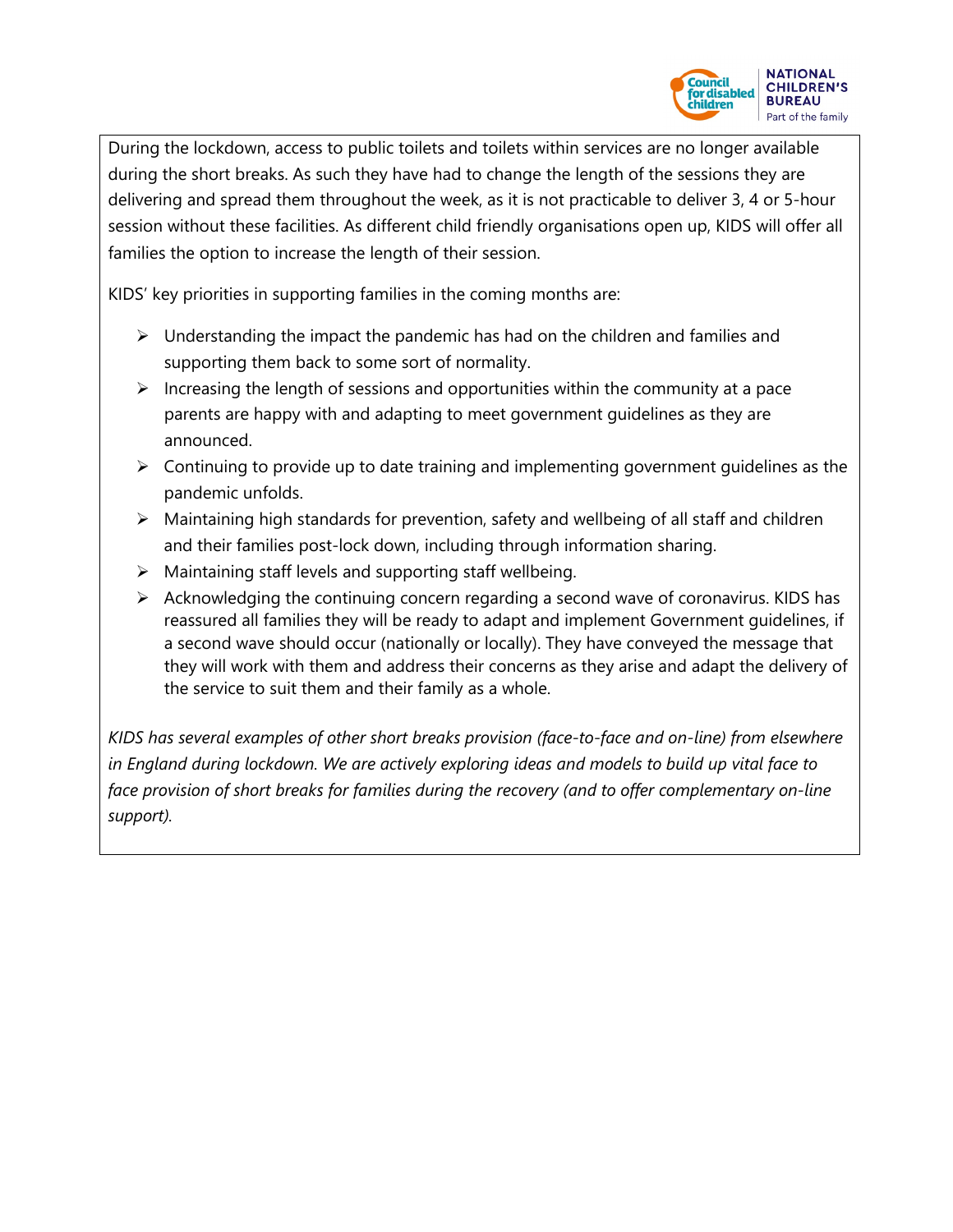During the lockdown, access to public toilets and toilets within services are no longer available during the short breaks. As such they have had to change the length of the sessions they are delivering and spread them throughout the week, as it is not practicable to deliver 3, 4 or 5-hour session without these facilities. As different child friendly organisations open up, KIDS will offer all families the option to increase the length of their session.

KIDS' key priorities in supporting families in the coming months are:

- Understanding the impact the pandemic has had on the children and families and supporting them back to some sort of normality.
- Increasing the length of sessions and opportunities within the community at a pace parents are happy with and adapting to meet government guidelines as they are announced.
- Continuing to provide up to date training and implementing government guidelines as the pandemic unfolds.
- Maintaining high standards for prevention, safety and wellbeing of all staff and children and their families post-lock down, including through information sharing.
- Maintaining staff levels and supporting staff wellbeing.
- Acknowledging the continuing concern regarding a second wave of coronavirus. KIDS has reassured all families they will be ready to adapt and implement Government guidelines, if a second wave should occur (nationally or locally). They have conveyed the message that they will work with them and address their concerns as they arise and adapt the delivery of the service to suit them and their family as a whole.

*KIDS has several examples of other short breaks provision (face-to-face and on-line) from elsewhere in England during lockdown. We are actively exploring ideas and models to build up vital face to face provision of short breaks for families during the recovery (and to offer complementary on-line support).*